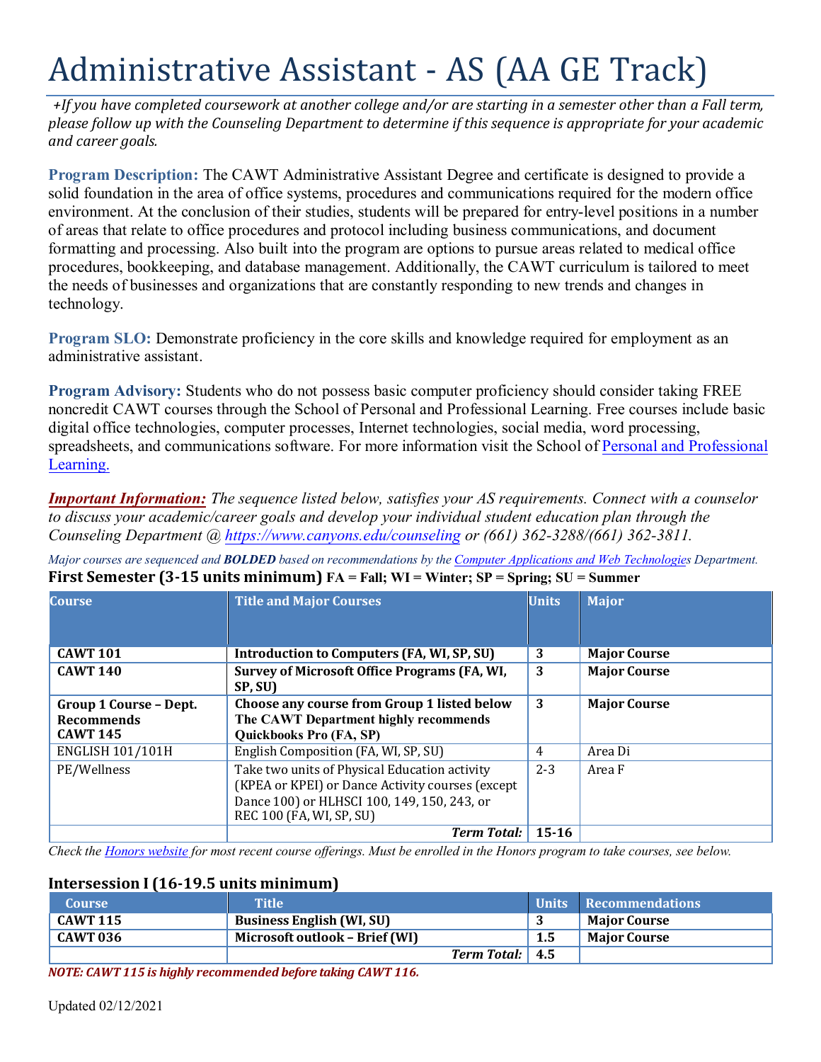# Administrative Assistant - AS (AA GE Track)

*+If you have completed coursework at another college and/or are starting in a semester other than a Fall term, please follow up with the Counseling Department to determine if this sequence is appropriate for your academic and career goals.*

**Program Description:** The CAWT Administrative Assistant Degree and certificate is designed to provide a solid foundation in the area of office systems, procedures and communications required for the modern office environment. At the conclusion of their studies, students will be prepared for entry-level positions in a number of areas that relate to office procedures and protocol including business communications, and document formatting and processing. Also built into the program are options to pursue areas related to medical office procedures, bookkeeping, and database management. Additionally, the CAWT curriculum is tailored to meet the needs of businesses and organizations that are constantly responding to new trends and changes in technology.

**Program SLO:** Demonstrate proficiency in the core skills and knowledge required for employment as an administrative assistant.

**Program Advisory:** Students who do not possess basic computer proficiency should consider taking FREE noncredit CAWT courses through the School of Personal and Professional Learning. Free courses include basic digital office technologies, computer processes, Internet technologies, social media, word processing, spreadsheets, and communications software. For more information visit the School of Personal and Professional Learning.

***Important Information:*** *The sequence listed below, satisfies your AS requirements. Connect with a counselor to discuss your academic/career goals and develop your individual student education plan through the Counseling Department @ https://www.canyons.edu/counseling or (661) 362-3288/(661) 362-3811.*

*Major courses are sequenced and **BOLDED** based on recommendations by the Computer Applications and Web Technologies Department.*

## First Semester (3-15 units minimum) FA = Fall; WI = Winter; SP = Spring; SU = Summer

| Course | Title and Major Courses | Units | Major |
|---|---|---|---|
| **CAWT 101** | **Introduction to Computers (FA, WI, SP, SU)** | **3** | **Major Course** |
| **CAWT 140** | **Survey of Microsoft Office Programs (FA, WI, SP, SU)** | **3** | **Major Course** |
| **Group 1 Course – Dept. Recommends CAWT 145** | **Choose any course from Group 1 listed below The CAWT Department highly recommends Quickbooks Pro (FA, SP)** | **3** | **Major Course** |
| ENGLISH 101/101H | English Composition (FA, WI, SP, SU) | 4 | Area Di |
| PE/Wellness | Take two units of Physical Education activity (KPEA or KPEI) or Dance Activity courses (except Dance 100) or HLHSCI 100, 149, 150, 243, or REC 100 (FA, WI, SP, SU) | 2-3 | Area F |
| | ***Term Total:*** | **15-16** | |

*Check the Honors website for most recent course offerings. Must be enrolled in the Honors program to take courses, see below.*

## Intersession I (16-19.5 units minimum)

| Course | Title | Units | Recommendations |
|---|---|---|---|
| **CAWT 115** | **Business English (WI, SU)** | **3** | **Major Course** |
| **CAWT 036** | **Microsoft outlook – Brief (WI)** | **1.5** | **Major Course** |
| | ***Term Total:*** | **4.5** | |

***NOTE: CAWT 115 is highly recommended before taking CAWT 116.***

Updated 02/12/2021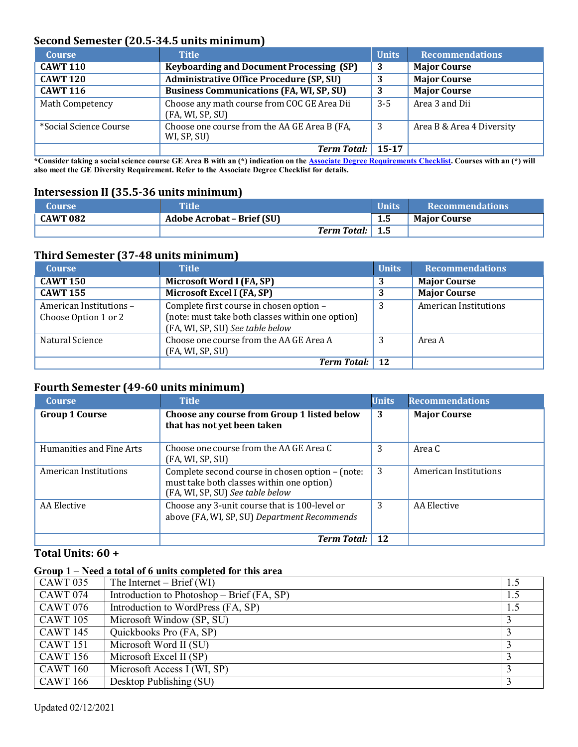## Second Semester (20.5-34.5 units minimum)

| Course | Title | Units | Recommendations |
|---|---|---|---|
| **CAWT 110** | **Keyboarding and Document Processing (SP)** | **3** | **Major Course** |
| **CAWT 120** | **Administrative Office Procedure (SP, SU)** | **3** | **Major Course** |
| **CAWT 116** | **Business Communications (FA, WI, SP, SU)** | **3** | **Major Course** |
| Math Competency | Choose any math course from COC GE Area Dii (FA, WI, SP, SU) | 3-5 | Area 3 and Dii |
| *Social Science Course | Choose one course from the AA GE Area B (FA, WI, SP, SU) | 3 | Area B & Area 4 Diversity |
| | ***Term Total:*** | **15-17** | |

**\*Consider taking a social science course GE Area B with an (\*) indication on the [Associate Degree Requirements Checklist](). Courses with an (\*) will also meet the GE Diversity Requirement. Refer to the Associate Degree Checklist for details.**

## Intersession II (35.5-36 units minimum)

| Course | Title | Units | Recommendations |
|---|---|---|---|
| **CAWT 082** | **Adobe Acrobat – Brief (SU)** | **1.5** | **Major Course** |
| | ***Term Total:*** | **1.5** | |

## Third Semester (37-48 units minimum)

| Course | Title | Units | Recommendations |
|---|---|---|---|
| **CAWT 150** | **Microsoft Word I (FA, SP)** | **3** | **Major Course** |
| **CAWT 155** | **Microsoft Excel I (FA, SP)** | **3** | **Major Course** |
| American Institutions – Choose Option 1 or 2 | Complete first course in chosen option – (note: must take both classes within one option) (FA, WI, SP, SU) *See table below* | 3 | American Institutions |
| Natural Science | Choose one course from the AA GE Area A (FA, WI, SP, SU) | 3 | Area A |
| | ***Term Total:*** | **12** | |

## Fourth Semester (49-60 units minimum)

| Course | Title | Units | Recommendations |
|---|---|---|---|
| **Group 1 Course** | **Choose any course from Group 1 listed below that has not yet been taken** | **3** | **Major Course** |
| Humanities and Fine Arts | Choose one course from the AA GE Area C (FA, WI, SP, SU) | 3 | Area C |
| American Institutions | Complete second course in chosen option – (note: must take both classes within one option) (FA, WI, SP, SU) *See table below* | 3 | American Institutions |
| AA Elective | Choose any 3-unit course that is 100-level or above (FA, WI, SP, SU) *Department Recommends* | 3 | AA Elective |
| | ***Term Total:*** | **12** | |

**Total Units: 60 +**

**Group 1 – Need a total of 6 units completed for this area**

| Course | Title | Units |
|---|---|---|
| CAWT 035 | The Internet – Brief (WI) | 1.5 |
| CAWT 074 | Introduction to Photoshop – Brief (FA, SP) | 1.5 |
| CAWT 076 | Introduction to WordPress (FA, SP) | 1.5 |
| CAWT 105 | Microsoft Window (SP, SU) | 3 |
| CAWT 145 | Quickbooks Pro (FA, SP) | 3 |
| CAWT 151 | Microsoft Word II (SU) | 3 |
| CAWT 156 | Microsoft Excel II (SP) | 3 |
| CAWT 160 | Microsoft Access I (WI, SP) | 3 |
| CAWT 166 | Desktop Publishing (SU) | 3 |

Updated 02/12/2021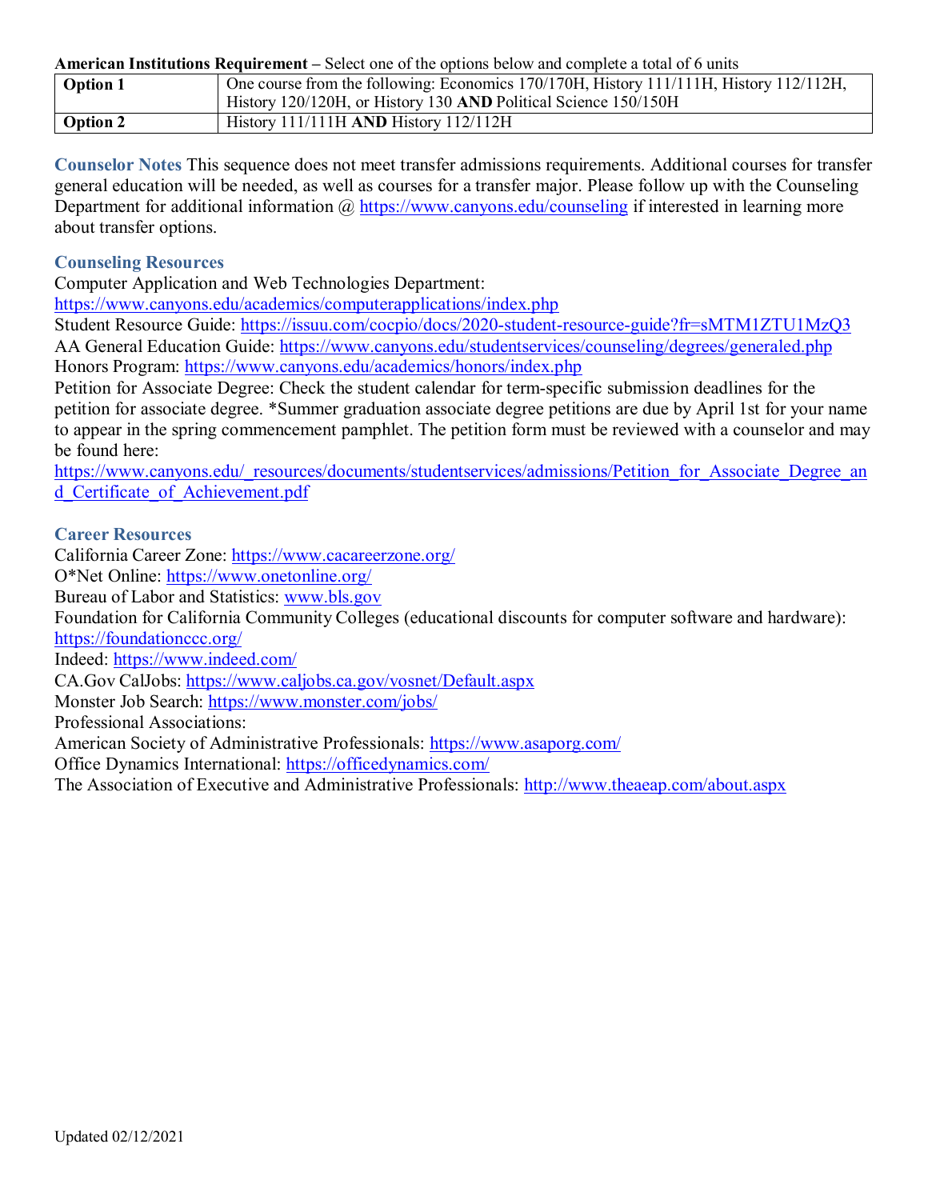**American Institutions Requirement** – Select one of the options below and complete a total of 6 units

| | |
|---|---|
| **Option 1** | One course from the following: Economics 170/170H, History 111/111H, History 112/112H, History 120/120H, or History 130 **AND** Political Science 150/150H |
| **Option 2** | History 111/111H **AND** History 112/112H |

**Counselor Notes** This sequence does not meet transfer admissions requirements. Additional courses for transfer general education will be needed, as well as courses for a transfer major. Please follow up with the Counseling Department for additional information @ https://www.canyons.edu/counseling if interested in learning more about transfer options.

### Counseling Resources

Computer Application and Web Technologies Department:
https://www.canyons.edu/academics/computerapplications/index.php
Student Resource Guide: https://issuu.com/cocpio/docs/2020-student-resource-guide?fr=sMTM1ZTU1MzQ3
AA General Education Guide: https://www.canyons.edu/studentservices/counseling/degrees/generaled.php
Honors Program: https://www.canyons.edu/academics/honors/index.php
Petition for Associate Degree: Check the student calendar for term-specific submission deadlines for the petition for associate degree. *Summer graduation associate degree petitions are due by April 1st for your name to appear in the spring commencement pamphlet. The petition form must be reviewed with a counselor and may be found here:
https://www.canyons.edu/_resources/documents/studentservices/admissions/Petition_for_Associate_Degree_and_Certificate_of_Achievement.pdf

### Career Resources

California Career Zone: https://www.cacareerzone.org/
O*Net Online: https://www.onetonline.org/
Bureau of Labor and Statistics: www.bls.gov
Foundation for California Community Colleges (educational discounts for computer software and hardware): https://foundationccc.org/
Indeed: https://www.indeed.com/
CA.Gov CalJobs: https://www.caljobs.ca.gov/vosnet/Default.aspx
Monster Job Search: https://www.monster.com/jobs/
Professional Associations:
American Society of Administrative Professionals: https://www.asaporg.com/
Office Dynamics International: https://officedynamics.com/
The Association of Executive and Administrative Professionals: http://www.theaeap.com/about.aspx

Updated 02/12/2021